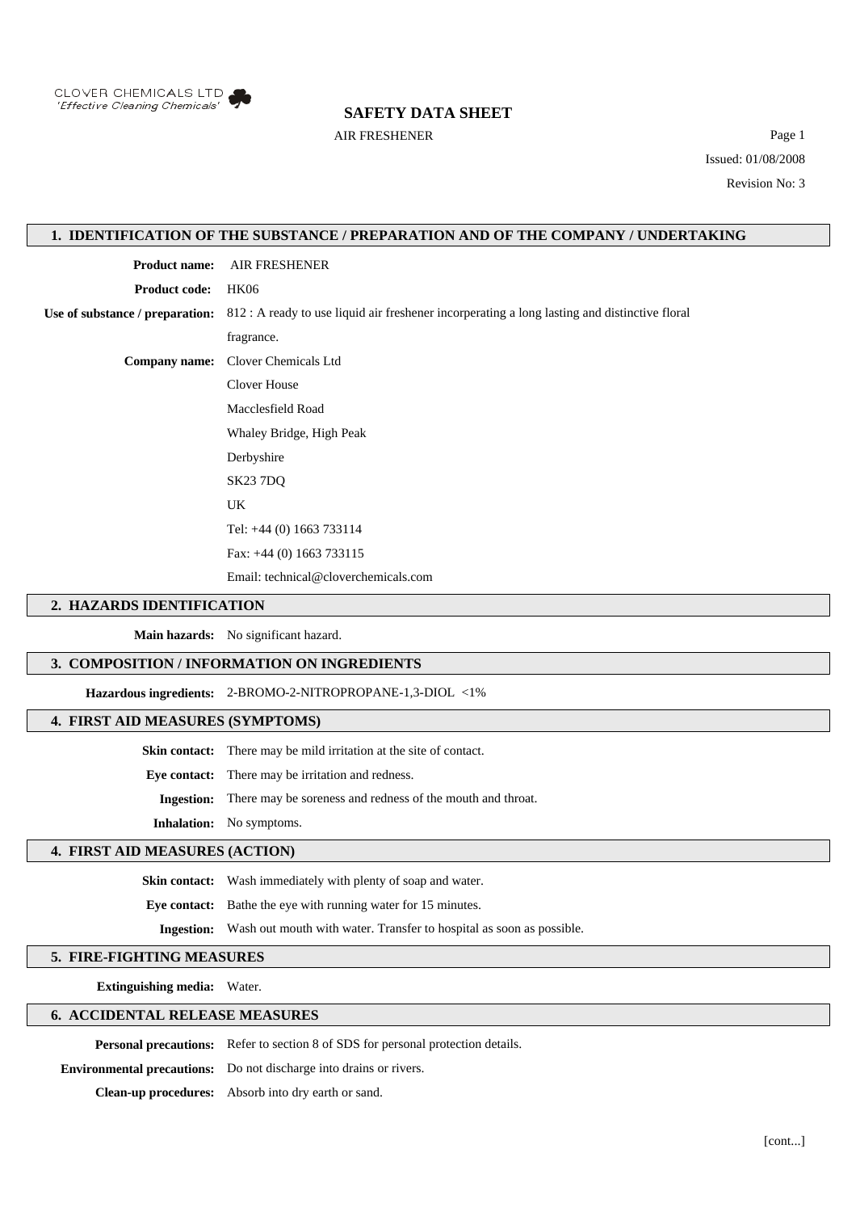CLOVER CHEMICALS LTD
'Effective Cleaning Chemicals'

# SAFETY DATA SHEET

AIR FRESHENER

Issued: 01/08/2008

Revision No: 3

## 1. IDENTIFICATION OF THE SUBSTANCE / PREPARATION AND OF THE COMPANY / UNDERTAKING

**Product name:** AIR FRESHENER

**Product code:** HK06

**Use of substance / preparation:** 812 : A ready to use liquid air freshener incorperating a long lasting and distinctive floral fragrance.

**Company name:** Clover Chemicals Ltd
Clover House
Macclesfield Road
Whaley Bridge, High Peak
Derbyshire
SK23 7DQ
UK
Tel: +44 (0) 1663 733114
Fax: +44 (0) 1663 733115
Email: technical@cloverchemicals.com

## 2. HAZARDS IDENTIFICATION

**Main hazards:** No significant hazard.

## 3. COMPOSITION / INFORMATION ON INGREDIENTS

**Hazardous ingredients:** 2-BROMO-2-NITROPROPANE-1,3-DIOL <1%

## 4. FIRST AID MEASURES (SYMPTOMS)

**Skin contact:** There may be mild irritation at the site of contact.

**Eye contact:** There may be irritation and redness.

**Ingestion:** There may be soreness and redness of the mouth and throat.

**Inhalation:** No symptoms.

## 4. FIRST AID MEASURES (ACTION)

**Skin contact:** Wash immediately with plenty of soap and water.

**Eye contact:** Bathe the eye with running water for 15 minutes.

**Ingestion:** Wash out mouth with water. Transfer to hospital as soon as possible.

## 5. FIRE-FIGHTING MEASURES

**Extinguishing media:** Water.

## 6. ACCIDENTAL RELEASE MEASURES

**Personal precautions:** Refer to section 8 of SDS for personal protection details.

**Environmental precautions:** Do not discharge into drains or rivers.

**Clean-up procedures:** Absorb into dry earth or sand.

[cont...]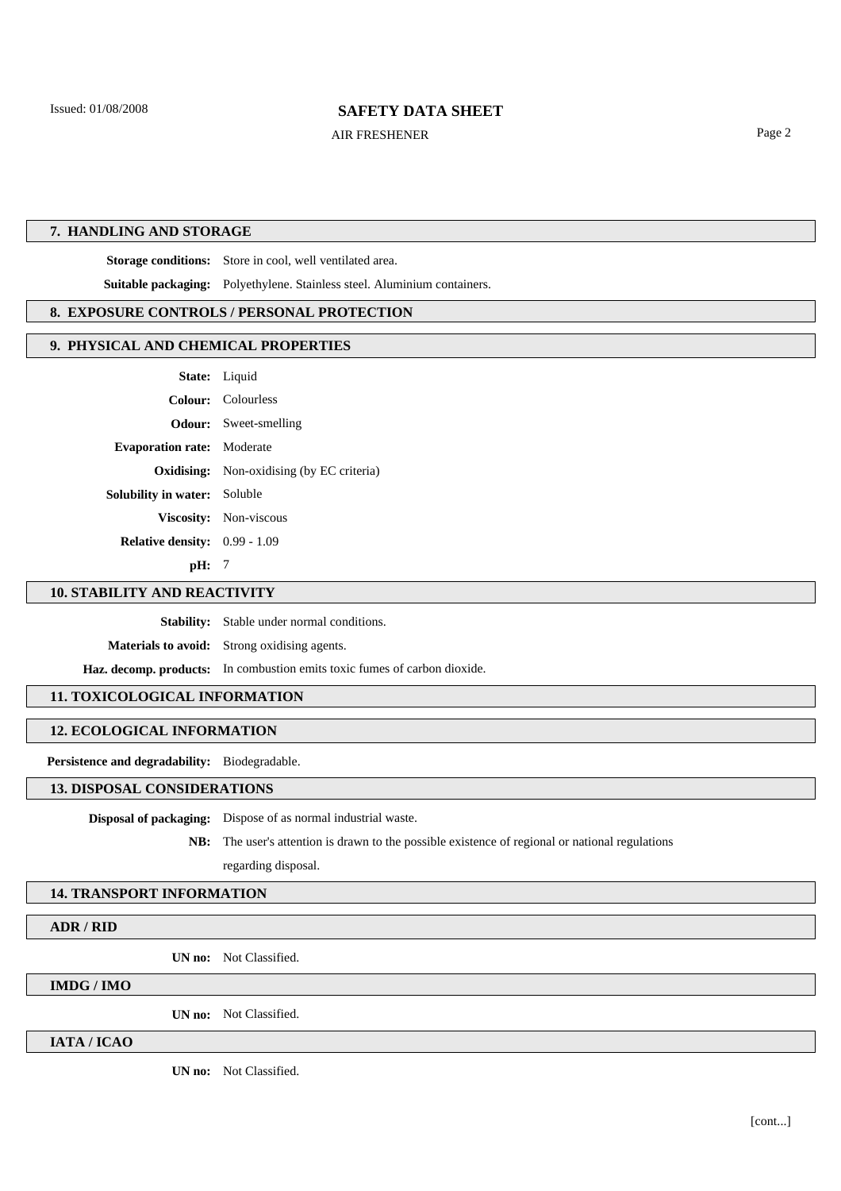## 7. HANDLING AND STORAGE

**Storage conditions:** Store in cool, well ventilated area.

**Suitable packaging:** Polyethylene. Stainless steel. Aluminium containers.

## 8. EXPOSURE CONTROLS / PERSONAL PROTECTION

## 9. PHYSICAL AND CHEMICAL PROPERTIES

**State:** Liquid

**Colour:** Colourless

**Odour:** Sweet-smelling

**Evaporation rate:** Moderate

**Oxidising:** Non-oxidising (by EC criteria)

**Solubility in water:** Soluble

**Viscosity:** Non-viscous

**Relative density:** 0.99 - 1.09

**pH:** 7

## 10. STABILITY AND REACTIVITY

**Stability:** Stable under normal conditions.

**Materials to avoid:** Strong oxidising agents.

**Haz. decomp. products:** In combustion emits toxic fumes of carbon dioxide.

## 11. TOXICOLOGICAL INFORMATION

## 12. ECOLOGICAL INFORMATION

**Persistence and degradability:** Biodegradable.

## 13. DISPOSAL CONSIDERATIONS

**Disposal of packaging:** Dispose of as normal industrial waste.

**NB:** The user's attention is drawn to the possible existence of regional or national regulations regarding disposal.

## 14. TRANSPORT INFORMATION

### ADR / RID

**UN no:** Not Classified.

### IMDG / IMO

**UN no:** Not Classified.

### IATA / ICAO

**UN no:** Not Classified.

[cont...]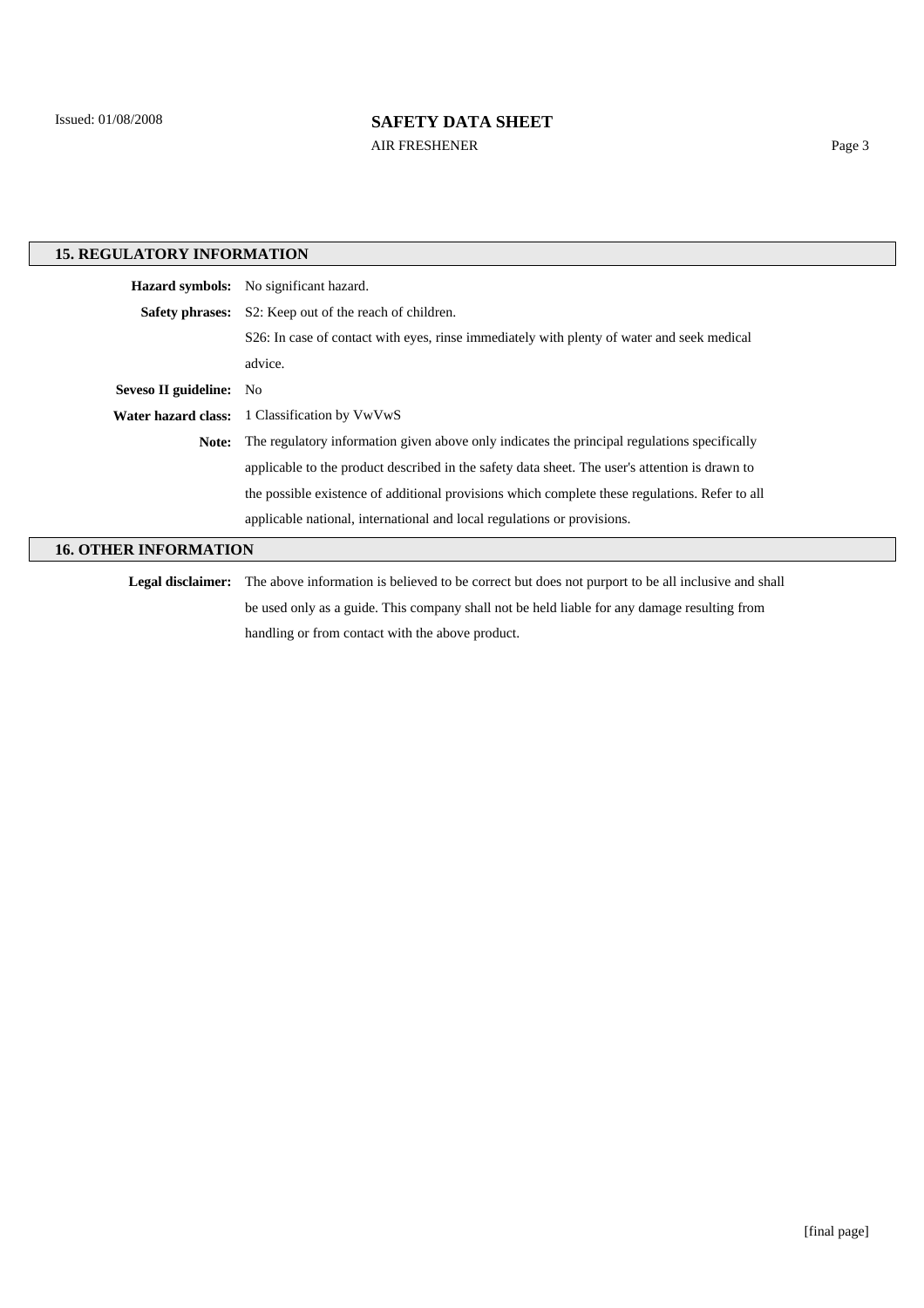## 15. REGULATORY INFORMATION

**Hazard symbols:** No significant hazard.

**Safety phrases:** S2: Keep out of the reach of children.

S26: In case of contact with eyes, rinse immediately with plenty of water and seek medical advice.

**Seveso II guideline:** No

**Water hazard class:** 1 Classification by VwVwS

**Note:** The regulatory information given above only indicates the principal regulations specifically applicable to the product described in the safety data sheet. The user's attention is drawn to the possible existence of additional provisions which complete these regulations. Refer to all applicable national, international and local regulations or provisions.

## 16. OTHER INFORMATION

**Legal disclaimer:** The above information is believed to be correct but does not purport to be all inclusive and shall be used only as a guide. This company shall not be held liable for any damage resulting from handling or from contact with the above product.

[final page]